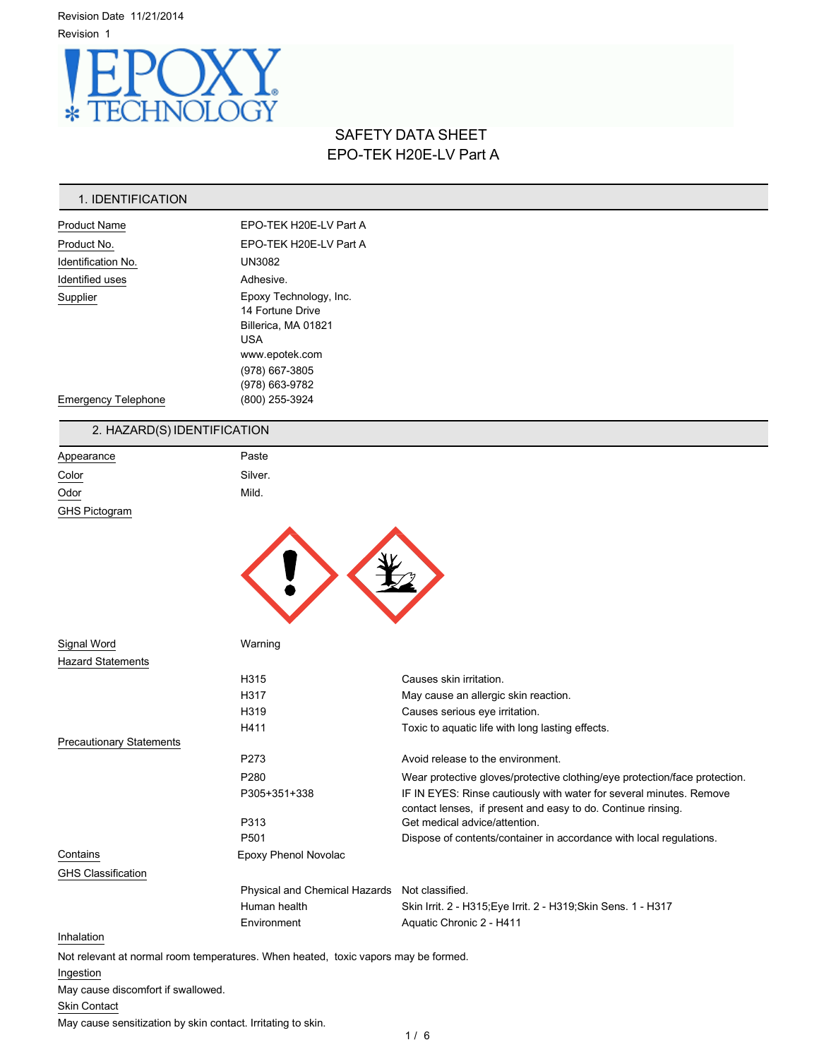Revision Date 11/21/2014

Revision 1

# SAFETY DATA SHEET
# EPO-TEK H20E-LV Part A

## 1. IDENTIFICATION

| | |
|---|---|
| Product Name | EPO-TEK H20E-LV Part A |
| Product No. | EPO-TEK H20E-LV Part A |
| Identification No. | UN3082 |
| Identified uses | Adhesive. |
| Supplier | Epoxy Technology, Inc.<br>14 Fortune Drive<br>Billerica, MA 01821<br>USA<br>www.epotek.com<br>(978) 667-3805<br>(978) 663-9782 |
| Emergency Telephone | (800) 255-3924 |

## 2. HAZARD(S) IDENTIFICATION

| | |
|---|---|
| Appearance | Paste |
| Color | Silver. |
| Odor | Mild. |
| GHS Pictogram | |
| Signal Word | Warning |

**Hazard Statements**

| | |
|---|---|
| H315 | Causes skin irritation. |
| H317 | May cause an allergic skin reaction. |
| H319 | Causes serious eye irritation. |
| H411 | Toxic to aquatic life with long lasting effects. |

**Precautionary Statements**

| | |
|---|---|
| P273 | Avoid release to the environment. |
| P280 | Wear protective gloves/protective clothing/eye protection/face protection. |
| P305+351+338 | IF IN EYES: Rinse cautiously with water for several minutes. Remove contact lenses, if present and easy to do. Continue rinsing. |
| P313 | Get medical advice/attention. |
| P501 | Dispose of contents/container in accordance with local regulations. |

**Contains** Epoxy Phenol Novolac

**GHS Classification**

| | |
|---|---|
| Physical and Chemical Hazards | Not classified. |
| Human health | Skin Irrit. 2 - H315;Eye Irrit. 2 - H319;Skin Sens. 1 - H317 |
| Environment | Aquatic Chronic 2 - H411 |

**Inhalation**

Not relevant at normal room temperatures. When heated, toxic vapors may be formed.

**Ingestion**

May cause discomfort if swallowed.

**Skin Contact**

May cause sensitization by skin contact. Irritating to skin.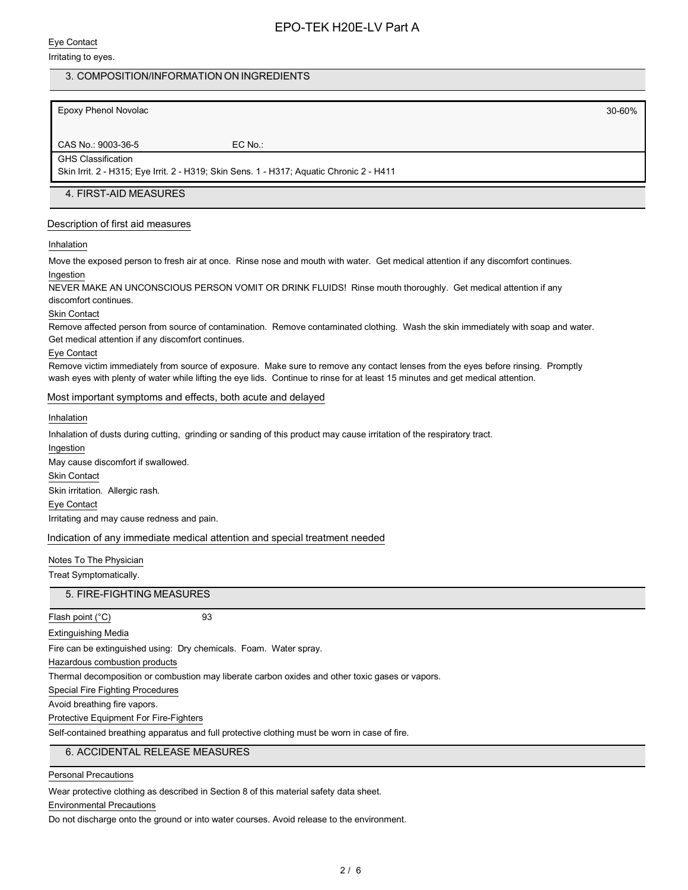Eye Contact

Irritating to eyes.

## 3. COMPOSITION/INFORMATION ON INGREDIENTS

| Epoxy Phenol Novolac | | 30-60% |
|---|---|---|
| CAS No.: 9003-36-5 | EC No.: | |
| GHS Classification<br>Skin Irrit. 2 - H315; Eye Irrit. 2 - H319; Skin Sens. 1 - H317; Aquatic Chronic 2 - H411 | | |

## 4. FIRST-AID MEASURES

### Description of first aid measures

Inhalation

Move the exposed person to fresh air at once. Rinse nose and mouth with water. Get medical attention if any discomfort continues.

Ingestion

NEVER MAKE AN UNCONSCIOUS PERSON VOMIT OR DRINK FLUIDS! Rinse mouth thoroughly. Get medical attention if any discomfort continues.

Skin Contact

Remove affected person from source of contamination. Remove contaminated clothing. Wash the skin immediately with soap and water. Get medical attention if any discomfort continues.

Eye Contact

Remove victim immediately from source of exposure. Make sure to remove any contact lenses from the eyes before rinsing. Promptly wash eyes with plenty of water while lifting the eye lids. Continue to rinse for at least 15 minutes and get medical attention.

### Most important symptoms and effects, both acute and delayed

Inhalation

Inhalation of dusts during cutting, grinding or sanding of this product may cause irritation of the respiratory tract.

Ingestion

May cause discomfort if swallowed.

Skin Contact

Skin irritation. Allergic rash.

Eye Contact

Irritating and may cause redness and pain.

### Indication of any immediate medical attention and special treatment needed

Notes To The Physician

Treat Symptomatically.

## 5. FIRE-FIGHTING MEASURES

Flash point (°C) 93

Extinguishing Media

Fire can be extinguished using: Dry chemicals. Foam. Water spray.

Hazardous combustion products

Thermal decomposition or combustion may liberate carbon oxides and other toxic gases or vapors.

Special Fire Fighting Procedures

Avoid breathing fire vapors.

Protective Equipment For Fire-Fighters

Self-contained breathing apparatus and full protective clothing must be worn in case of fire.

## 6. ACCIDENTAL RELEASE MEASURES

Personal Precautions

Wear protective clothing as described in Section 8 of this material safety data sheet.

Environmental Precautions

Do not discharge onto the ground or into water courses. Avoid release to the environment.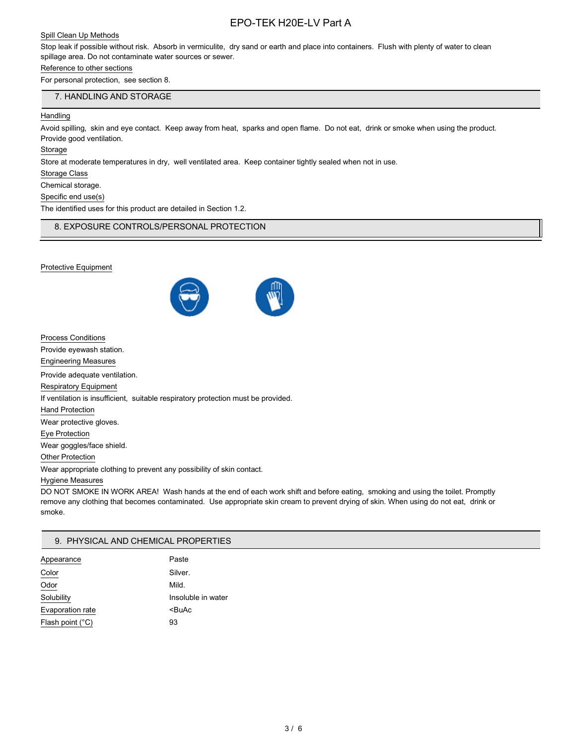Spill Clean Up Methods

Stop leak if possible without risk. Absorb in vermiculite, dry sand or earth and place into containers. Flush with plenty of water to clean spillage area. Do not contaminate water sources or sewer.

Reference to other sections

For personal protection, see section 8.

## 7. HANDLING AND STORAGE

Handling

Avoid spilling, skin and eye contact. Keep away from heat, sparks and open flame. Do not eat, drink or smoke when using the product. Provide good ventilation.

Storage

Store at moderate temperatures in dry, well ventilated area. Keep container tightly sealed when not in use.

Storage Class

Chemical storage.

Specific end use(s)

The identified uses for this product are detailed in Section 1.2.

## 8. EXPOSURE CONTROLS/PERSONAL PROTECTION

Protective Equipment

Process Conditions

Provide eyewash station.

Engineering Measures

Provide adequate ventilation.

Respiratory Equipment

If ventilation is insufficient, suitable respiratory protection must be provided.

Hand Protection

Wear protective gloves.

Eye Protection

Wear goggles/face shield.

Other Protection

Wear appropriate clothing to prevent any possibility of skin contact.

Hygiene Measures

DO NOT SMOKE IN WORK AREA! Wash hands at the end of each work shift and before eating, smoking and using the toilet. Promptly remove any clothing that becomes contaminated. Use appropriate skin cream to prevent drying of skin. When using do not eat, drink or smoke.

## 9. PHYSICAL AND CHEMICAL PROPERTIES

| | |
|---|---|
| Appearance | Paste |
| Color | Silver. |
| Odor | Mild. |
| Solubility | Insoluble in water |
| Evaporation rate | <BuAc |
| Flash point (°C) | 93 |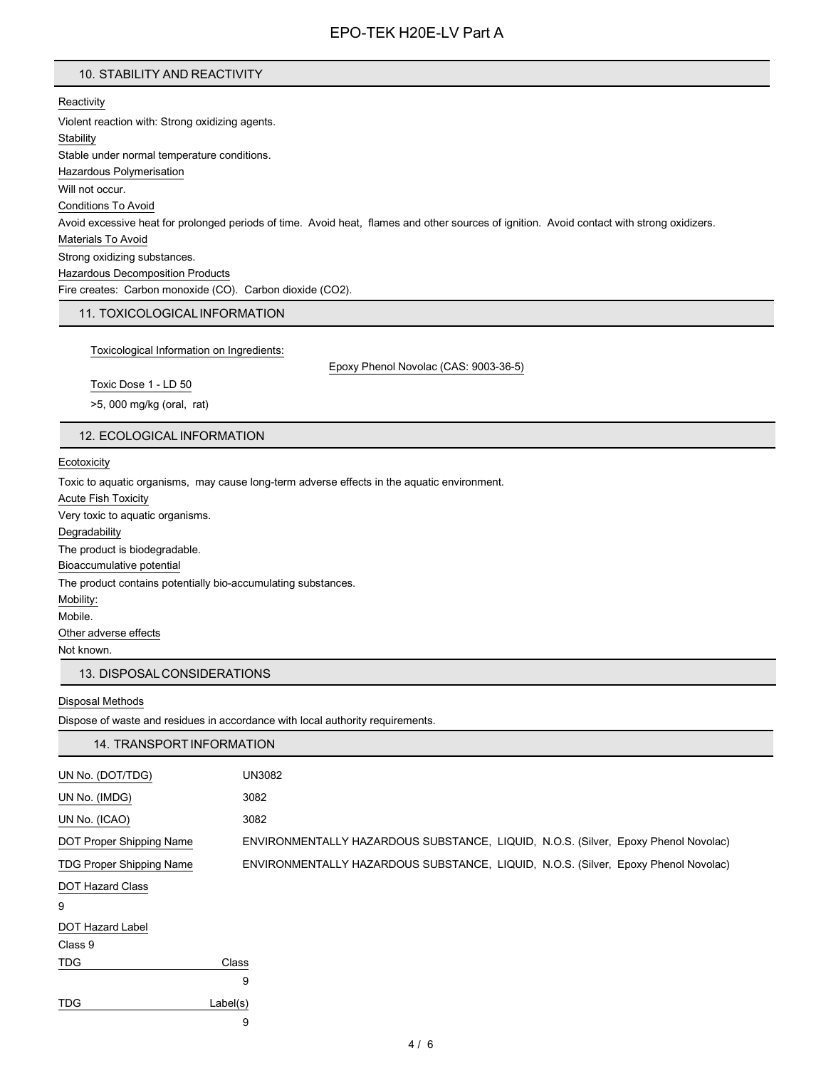## 10. STABILITY AND REACTIVITY

Reactivity

Violent reaction with: Strong oxidizing agents.

Stability

Stable under normal temperature conditions.

Hazardous Polymerisation

Will not occur.

Conditions To Avoid

Avoid excessive heat for prolonged periods of time. Avoid heat, flames and other sources of ignition. Avoid contact with strong oxidizers.

Materials To Avoid

Strong oxidizing substances.

Hazardous Decomposition Products

Fire creates: Carbon monoxide (CO). Carbon dioxide ($CO_2$).

## 11. TOXICOLOGICAL INFORMATION

Toxicological Information on Ingredients:

Epoxy Phenol Novolac (CAS: 9003-36-5)

Toxic Dose 1 - LD 50

>5, 000 mg/kg (oral, rat)

## 12. ECOLOGICAL INFORMATION

Ecotoxicity

Toxic to aquatic organisms, may cause long-term adverse effects in the aquatic environment.

Acute Fish Toxicity

Very toxic to aquatic organisms.

Degradability

The product is biodegradable.

Bioaccumulative potential

The product contains potentially bio-accumulating substances.

Mobility:

Mobile.

Other adverse effects

Not known.

## 13. DISPOSAL CONSIDERATIONS

Disposal Methods

Dispose of waste and residues in accordance with local authority requirements.

## 14. TRANSPORT INFORMATION

| | |
|---|---|
| UN No. (DOT/TDG) | UN3082 |
| UN No. (IMDG) | 3082 |
| UN No. (ICAO) | 3082 |
| DOT Proper Shipping Name | ENVIRONMENTALLY HAZARDOUS SUBSTANCE, LIQUID, N.O.S. (Silver, Epoxy Phenol Novolac) |
| TDG Proper Shipping Name | ENVIRONMENTALLY HAZARDOUS SUBSTANCE, LIQUID, N.O.S. (Silver, Epoxy Phenol Novolac) |

DOT Hazard Class

9

DOT Hazard Label

Class 9

TDG Class

9

TDG Label(s)

9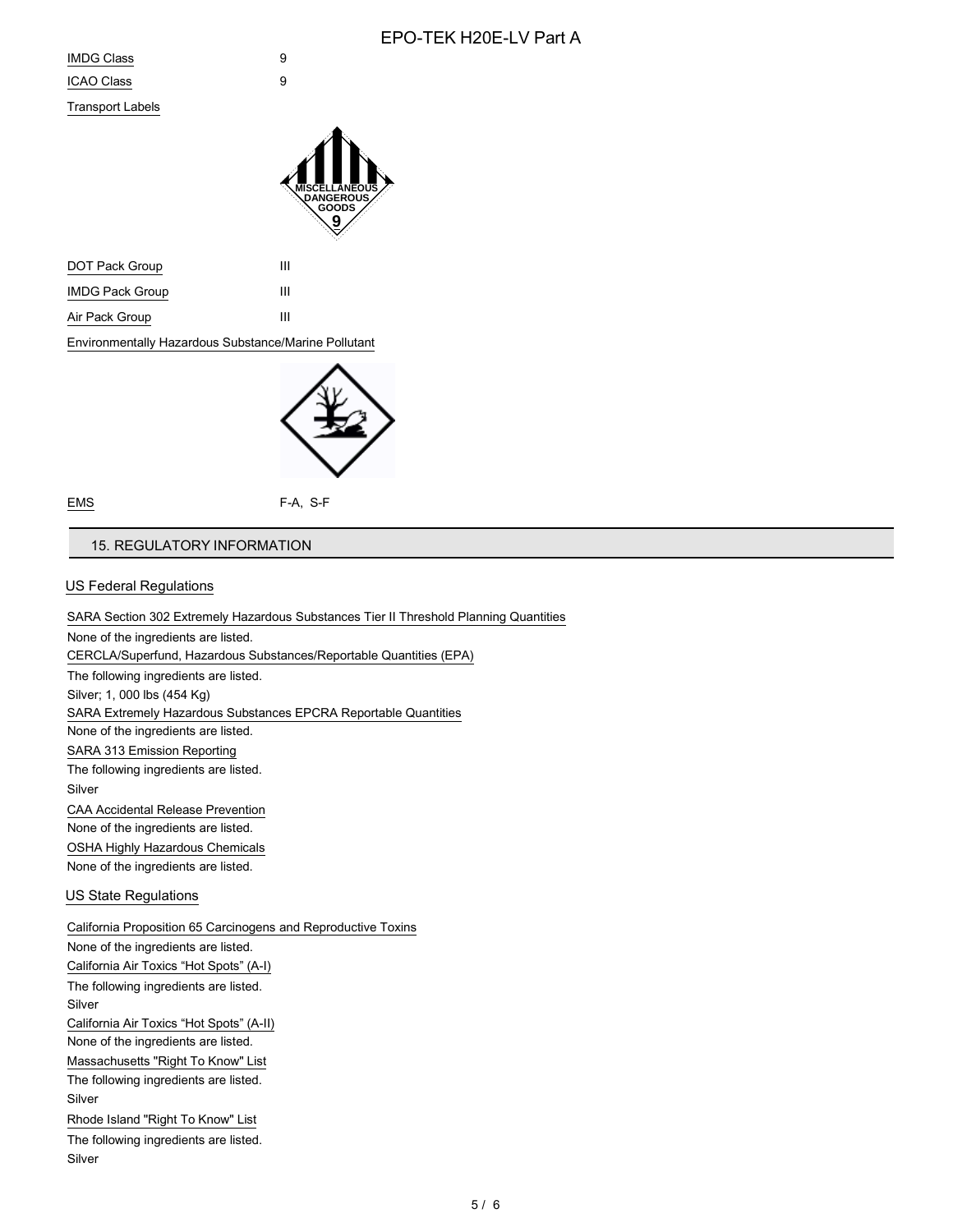IMDG Class 9

ICAO Class 9

Transport Labels

DOT Pack Group III

IMDG Pack Group III

Air Pack Group III

Environmentally Hazardous Substance/Marine Pollutant

EMS F-A, S-F

## 15. REGULATORY INFORMATION

### US Federal Regulations

SARA Section 302 Extremely Hazardous Substances Tier II Threshold Planning Quantities

None of the ingredients are listed.

CERCLA/Superfund, Hazardous Substances/Reportable Quantities (EPA)

The following ingredients are listed.

Silver; 1, 000 lbs (454 Kg)

SARA Extremely Hazardous Substances EPCRA Reportable Quantities

None of the ingredients are listed.

SARA 313 Emission Reporting

The following ingredients are listed.

Silver

CAA Accidental Release Prevention

None of the ingredients are listed.

OSHA Highly Hazardous Chemicals

None of the ingredients are listed.

### US State Regulations

California Proposition 65 Carcinogens and Reproductive Toxins

None of the ingredients are listed.

California Air Toxics “Hot Spots” (A-I)

The following ingredients are listed.

Silver

California Air Toxics “Hot Spots” (A-II)

None of the ingredients are listed.

Massachusetts "Right To Know" List

The following ingredients are listed.

Silver

Rhode Island "Right To Know" List

The following ingredients are listed.

Silver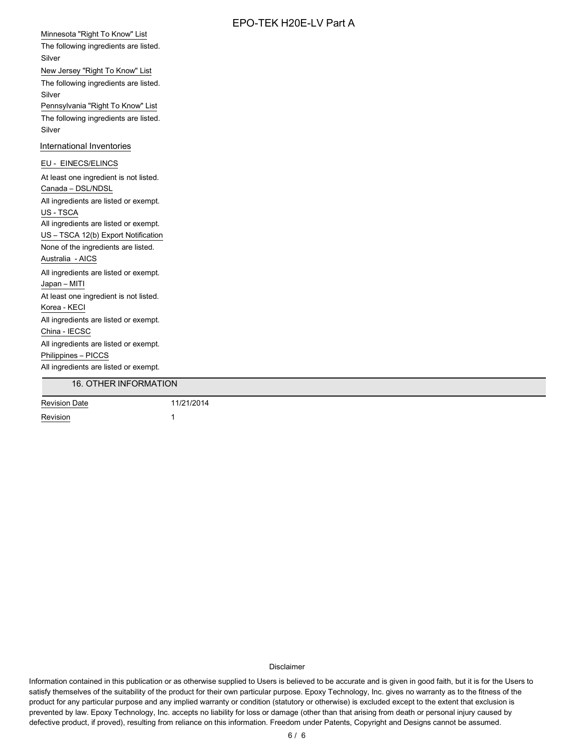Minnesota "Right To Know" List

The following ingredients are listed.

Silver

New Jersey "Right To Know" List

The following ingredients are listed.

Silver

Pennsylvania "Right To Know" List

The following ingredients are listed.

Silver

International Inventories

EU - EINECS/ELINCS

At least one ingredient is not listed.

Canada – DSL/NDSL

All ingredients are listed or exempt.

US - TSCA

All ingredients are listed or exempt.

US – TSCA 12(b) Export Notification

None of the ingredients are listed.

Australia - AICS

All ingredients are listed or exempt.

Japan – MITI

At least one ingredient is not listed.

Korea - KECI

All ingredients are listed or exempt.

China - IECSC

All ingredients are listed or exempt.

Philippines – PICCS

All ingredients are listed or exempt.

## 16. OTHER INFORMATION

| | |
|---|---|
| Revision Date | 11/21/2014 |
| Revision | 1 |

Disclaimer

Information contained in this publication or as otherwise supplied to Users is believed to be accurate and is given in good faith, but it is for the Users to satisfy themselves of the suitability of the product for their own particular purpose. Epoxy Technology, Inc. gives no warranty as to the fitness of the product for any particular purpose and any implied warranty or condition (statutory or otherwise) is excluded except to the extent that exclusion is prevented by law. Epoxy Technology, Inc. accepts no liability for loss or damage (other than that arising from death or personal injury caused by defective product, if proved), resulting from reliance on this information. Freedom under Patents, Copyright and Designs cannot be assumed.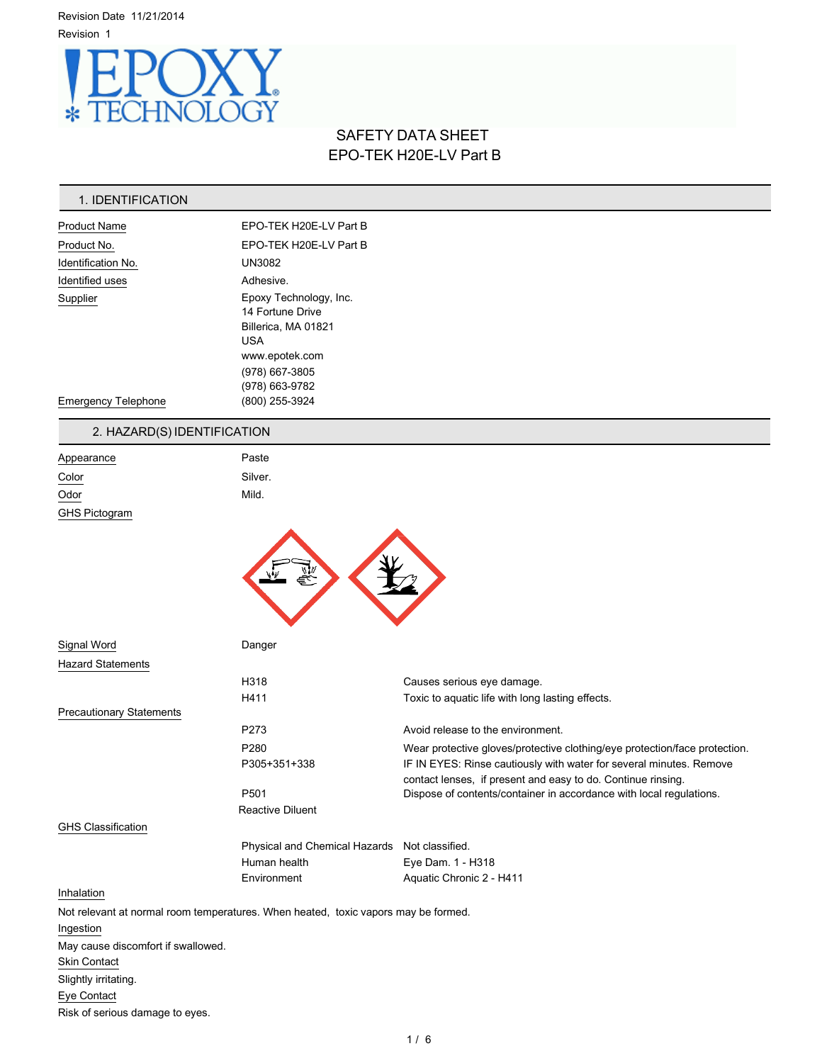Revision Date 11/21/2014

Revision 1

EPOXY TECHNOLOGY

# SAFETY DATA SHEET
# EPO-TEK H20E-LV Part B

## 1. IDENTIFICATION

| | |
|---|---|
| Product Name | EPO-TEK H20E-LV Part B |
| Product No. | EPO-TEK H20E-LV Part B |
| Identification No. | UN3082 |
| Identified uses | Adhesive. |
| Supplier | Epoxy Technology, Inc.<br>14 Fortune Drive<br>Billerica, MA 01821<br>USA<br>www.epotek.com<br>(978) 667-3805<br>(978) 663-9782 |
| Emergency Telephone | (800) 255-3924 |

## 2. HAZARD(S) IDENTIFICATION

| | |
|---|---|
| Appearance | Paste |
| Color | Silver. |
| Odor | Mild. |
| GHS Pictogram | |

| | | |
|---|---|---|
| Signal Word | Danger | |
| Hazard Statements | | |
| | H318 | Causes serious eye damage. |
| | H411 | Toxic to aquatic life with long lasting effects. |
| Precautionary Statements | | |
| | P273 | Avoid release to the environment. |
| | P280 | Wear protective gloves/protective clothing/eye protection/face protection. |
| | P305+351+338 | IF IN EYES: Rinse cautiously with water for several minutes. Remove contact lenses, if present and easy to do. Continue rinsing. |
| | P501 | Dispose of contents/container in accordance with local regulations. |
| | Reactive Diluent | |
| GHS Classification | | |
| | Physical and Chemical Hazards | Not classified. |
| | Human health | Eye Dam. 1 - H318 |
| | Environment | Aquatic Chronic 2 - H411 |

Inhalation

Not relevant at normal room temperatures. When heated, toxic vapors may be formed.

Ingestion

May cause discomfort if swallowed.

Skin Contact

Slightly irritating.

Eye Contact

Risk of serious damage to eyes.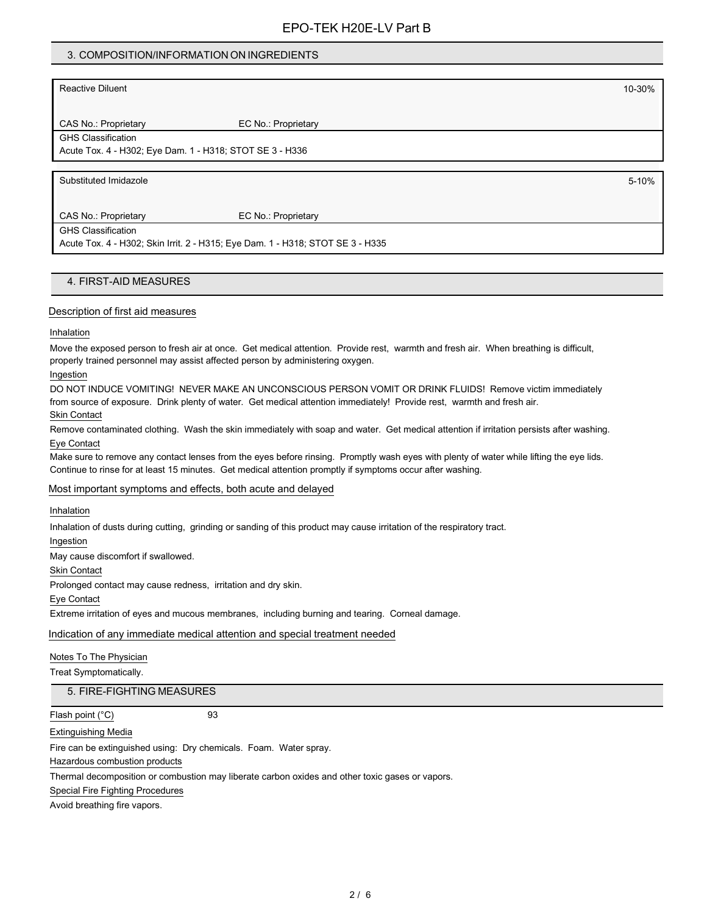## 3. COMPOSITION/INFORMATION ON INGREDIENTS

| Reactive Diluent | | 10-30% |
|---|---|---|
| CAS No.: Proprietary | EC No.: Proprietary | |
| GHS Classification<br>Acute Tox. 4 - H302; Eye Dam. 1 - H318; STOT SE 3 - H336 | | |

| Substituted Imidazole | | 5-10% |
|---|---|---|
| CAS No.: Proprietary | EC No.: Proprietary | |
| GHS Classification<br>Acute Tox. 4 - H302; Skin Irrit. 2 - H315; Eye Dam. 1 - H318; STOT SE 3 - H335 | | |

## 4. FIRST-AID MEASURES

### Description of first aid measures

**Inhalation**

Move the exposed person to fresh air at once. Get medical attention. Provide rest, warmth and fresh air. When breathing is difficult, properly trained personnel may assist affected person by administering oxygen.

**Ingestion**

DO NOT INDUCE VOMITING! NEVER MAKE AN UNCONSCIOUS PERSON VOMIT OR DRINK FLUIDS! Remove victim immediately from source of exposure. Drink plenty of water. Get medical attention immediately! Provide rest, warmth and fresh air.

**Skin Contact**

Remove contaminated clothing. Wash the skin immediately with soap and water. Get medical attention if irritation persists after washing.

**Eye Contact**

Make sure to remove any contact lenses from the eyes before rinsing. Promptly wash eyes with plenty of water while lifting the eye lids. Continue to rinse for at least 15 minutes. Get medical attention promptly if symptoms occur after washing.

### Most important symptoms and effects, both acute and delayed

**Inhalation**

Inhalation of dusts during cutting, grinding or sanding of this product may cause irritation of the respiratory tract.

**Ingestion**

May cause discomfort if swallowed.

**Skin Contact**

Prolonged contact may cause redness, irritation and dry skin.

**Eye Contact**

Extreme irritation of eyes and mucous membranes, including burning and tearing. Corneal damage.

### Indication of any immediate medical attention and special treatment needed

**Notes To The Physician**

Treat Symptomatically.

## 5. FIRE-FIGHTING MEASURES

**Flash point (°C)** 93

**Extinguishing Media**

Fire can be extinguished using: Dry chemicals. Foam. Water spray.

**Hazardous combustion products**

Thermal decomposition or combustion may liberate carbon oxides and other toxic gases or vapors.

**Special Fire Fighting Procedures**

Avoid breathing fire vapors.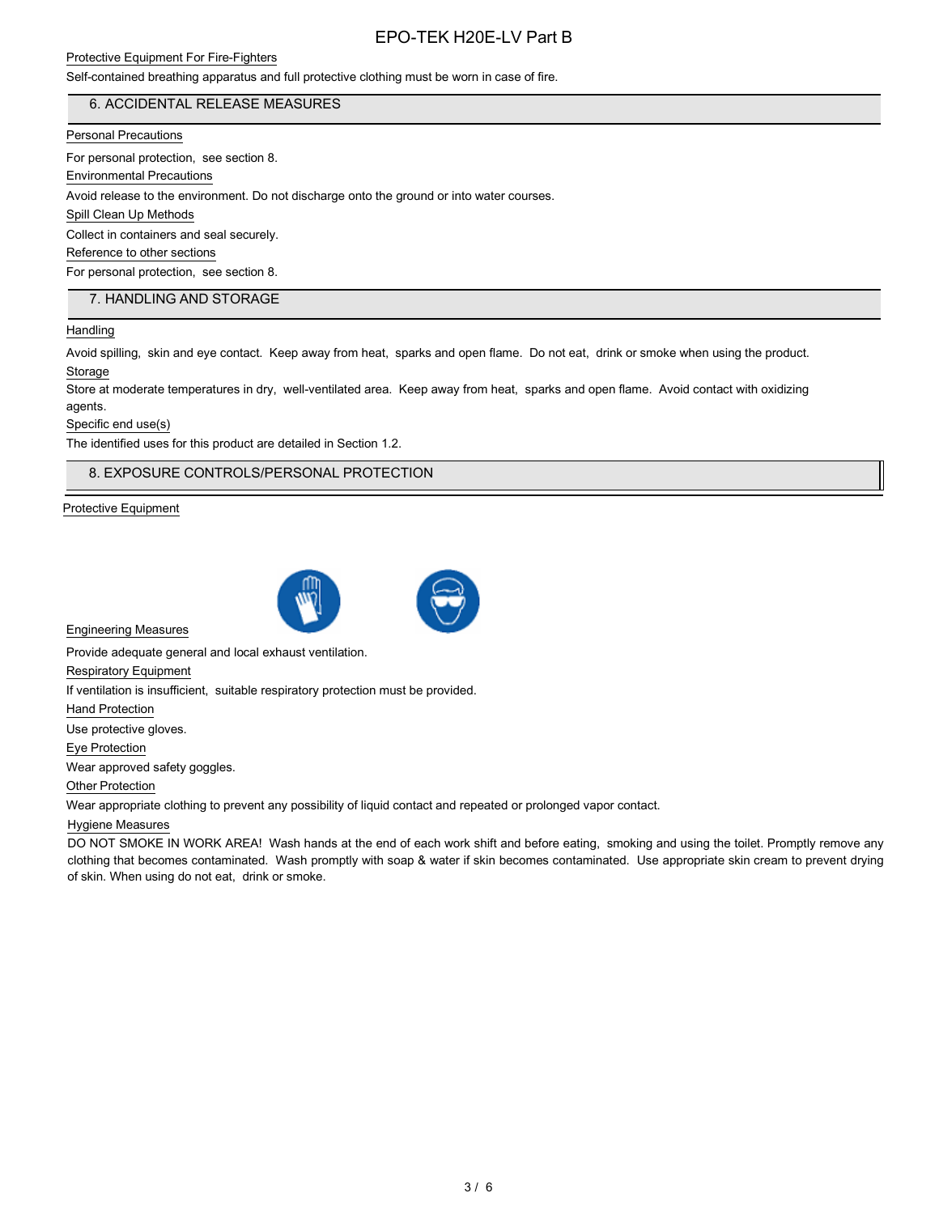Protective Equipment For Fire-Fighters

Self-contained breathing apparatus and full protective clothing must be worn in case of fire.

## 6. ACCIDENTAL RELEASE MEASURES

Personal Precautions

For personal protection, see section 8.

Environmental Precautions

Avoid release to the environment. Do not discharge onto the ground or into water courses.

Spill Clean Up Methods

Collect in containers and seal securely.

Reference to other sections

For personal protection, see section 8.

## 7. HANDLING AND STORAGE

Handling

Avoid spilling, skin and eye contact. Keep away from heat, sparks and open flame. Do not eat, drink or smoke when using the product.

Storage

Store at moderate temperatures in dry, well-ventilated area. Keep away from heat, sparks and open flame. Avoid contact with oxidizing agents.

Specific end use(s)

The identified uses for this product are detailed in Section 1.2.

## 8. EXPOSURE CONTROLS/PERSONAL PROTECTION

Protective Equipment

Engineering Measures

Provide adequate general and local exhaust ventilation.

Respiratory Equipment

If ventilation is insufficient, suitable respiratory protection must be provided.

Hand Protection

Use protective gloves.

Eye Protection

Wear approved safety goggles.

Other Protection

Wear appropriate clothing to prevent any possibility of liquid contact and repeated or prolonged vapor contact.

Hygiene Measures

DO NOT SMOKE IN WORK AREA! Wash hands at the end of each work shift and before eating, smoking and using the toilet. Promptly remove any clothing that becomes contaminated. Wash promptly with soap & water if skin becomes contaminated. Use appropriate skin cream to prevent drying of skin. When using do not eat, drink or smoke.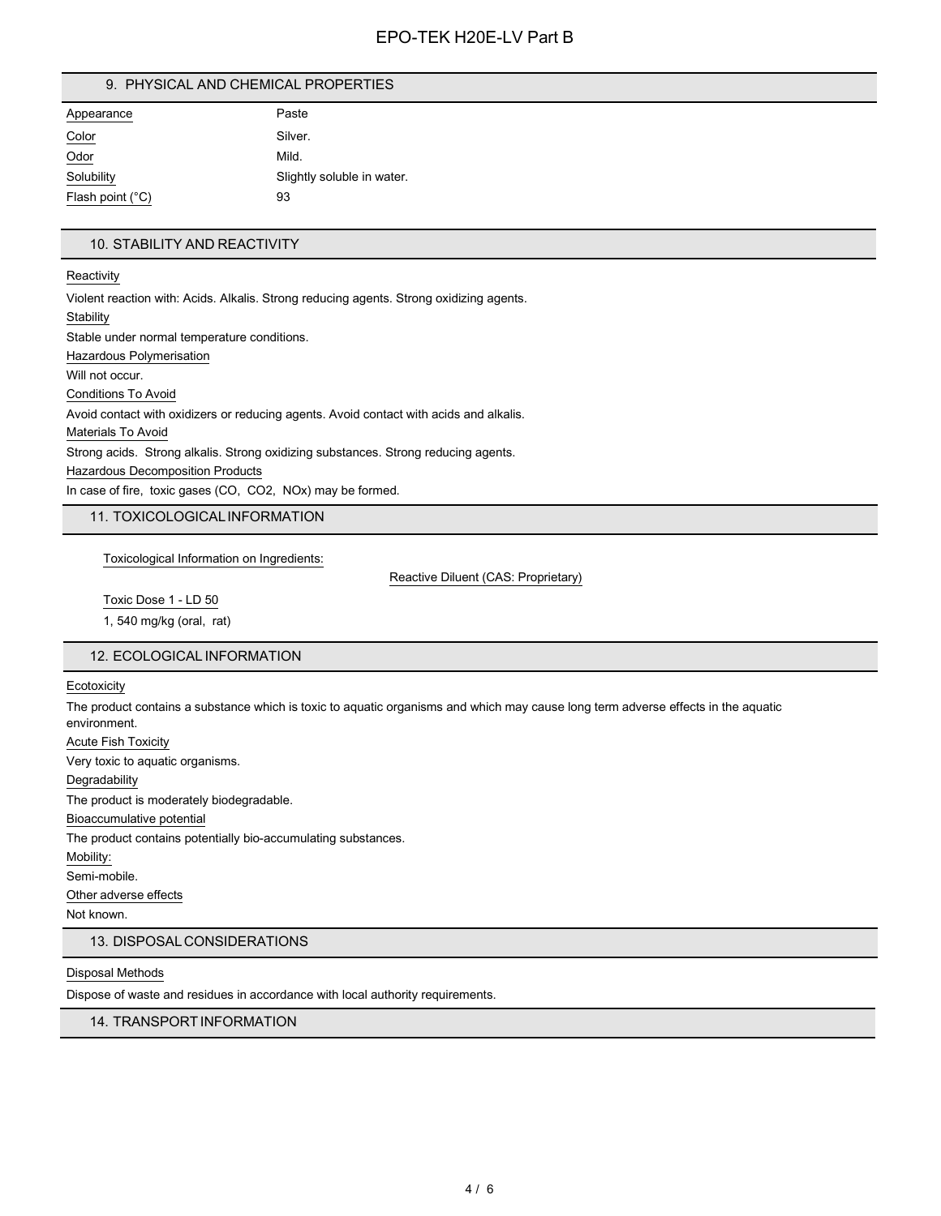## 9. PHYSICAL AND CHEMICAL PROPERTIES

| Appearance | Paste |
|---|---|
| Color | Silver. |
| Odor | Mild. |
| Solubility | Slightly soluble in water. |
| Flash point (°C) | 93 |

## 10. STABILITY AND REACTIVITY

Reactivity

Violent reaction with: Acids. Alkalis. Strong reducing agents. Strong oxidizing agents.

Stability

Stable under normal temperature conditions.

Hazardous Polymerisation

Will not occur.

Conditions To Avoid

Avoid contact with oxidizers or reducing agents. Avoid contact with acids and alkalis.

Materials To Avoid

Strong acids. Strong alkalis. Strong oxidizing substances. Strong reducing agents.

Hazardous Decomposition Products

In case of fire, toxic gases (CO, CO2, NOx) may be formed.

## 11. TOXICOLOGICAL INFORMATION

Toxicological Information on Ingredients:

Reactive Diluent (CAS: Proprietary)

Toxic Dose 1 - LD 50

1, 540 mg/kg (oral, rat)

## 12. ECOLOGICAL INFORMATION

Ecotoxicity

The product contains a substance which is toxic to aquatic organisms and which may cause long term adverse effects in the aquatic environment.

Acute Fish Toxicity

Very toxic to aquatic organisms.

Degradability

The product is moderately biodegradable.

Bioaccumulative potential

The product contains potentially bio-accumulating substances.

Mobility:

Semi-mobile.

Other adverse effects

Not known.

## 13. DISPOSAL CONSIDERATIONS

Disposal Methods

Dispose of waste and residues in accordance with local authority requirements.

## 14. TRANSPORT INFORMATION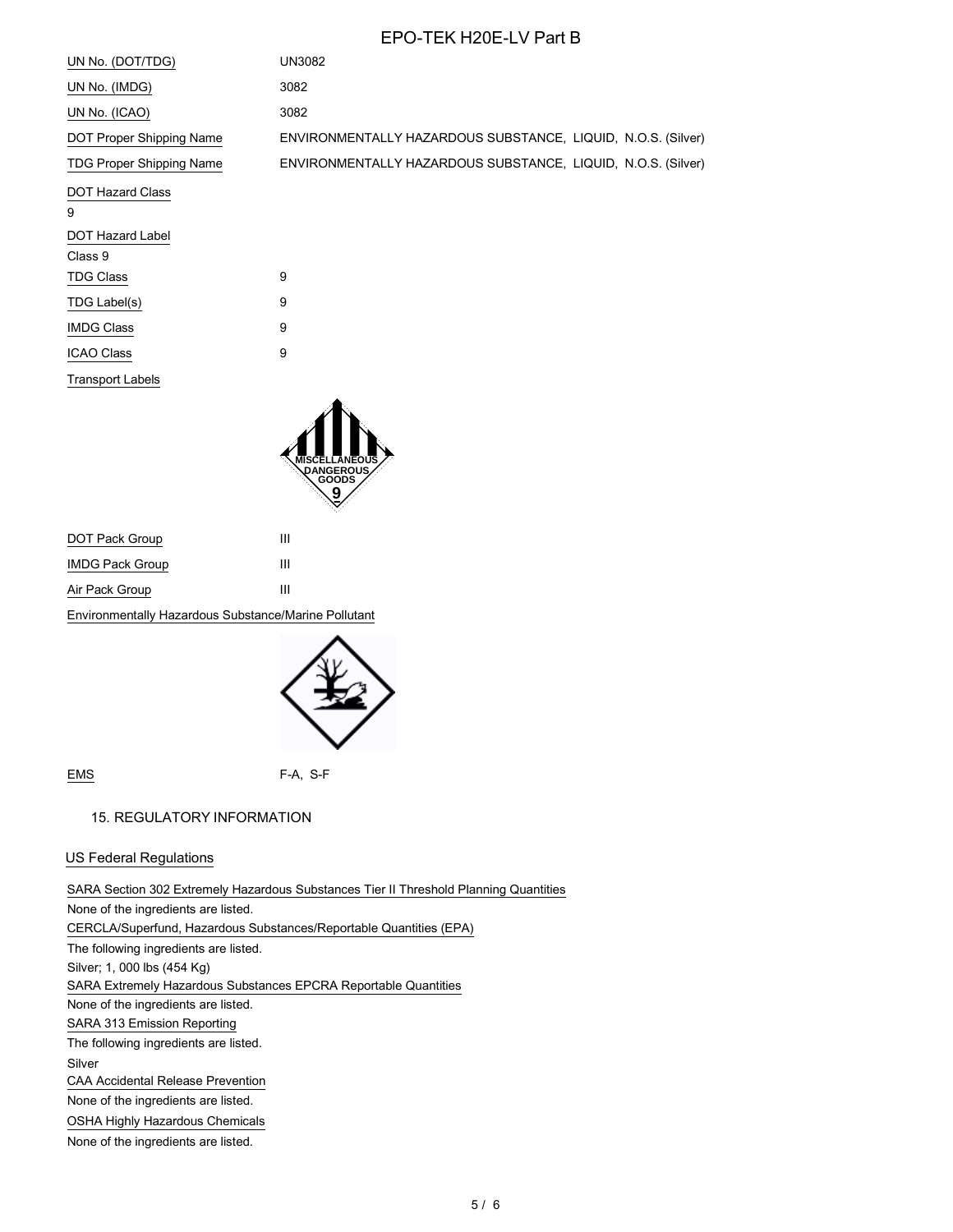| | |
|---|---|
| UN No. (DOT/TDG) | UN3082 |
| UN No. (IMDG) | 3082 |
| UN No. (ICAO) | 3082 |
| DOT Proper Shipping Name | ENVIRONMENTALLY HAZARDOUS SUBSTANCE, LIQUID, N.O.S. (Silver) |
| TDG Proper Shipping Name | ENVIRONMENTALLY HAZARDOUS SUBSTANCE, LIQUID, N.O.S. (Silver) |

DOT Hazard Class

9

DOT Hazard Label

Class 9

| | |
|---|---|
| TDG Class | 9 |
| TDG Label(s) | 9 |
| IMDG Class | 9 |
| ICAO Class | 9 |

Transport Labels

MISCELLANEOUS DANGEROUS GOODS 9

| | |
|---|---|
| DOT Pack Group | III |
| IMDG Pack Group | III |
| Air Pack Group | III |

Environmentally Hazardous Substance/Marine Pollutant

| | |
|---|---|
| EMS | F-A, S-F |

## 15. REGULATORY INFORMATION

### US Federal Regulations

SARA Section 302 Extremely Hazardous Substances Tier II Threshold Planning Quantities

None of the ingredients are listed.

CERCLA/Superfund, Hazardous Substances/Reportable Quantities (EPA)

The following ingredients are listed.

Silver; 1, 000 lbs (454 Kg)

SARA Extremely Hazardous Substances EPCRA Reportable Quantities

None of the ingredients are listed.

SARA 313 Emission Reporting

The following ingredients are listed.

Silver

CAA Accidental Release Prevention

None of the ingredients are listed.

OSHA Highly Hazardous Chemicals

None of the ingredients are listed.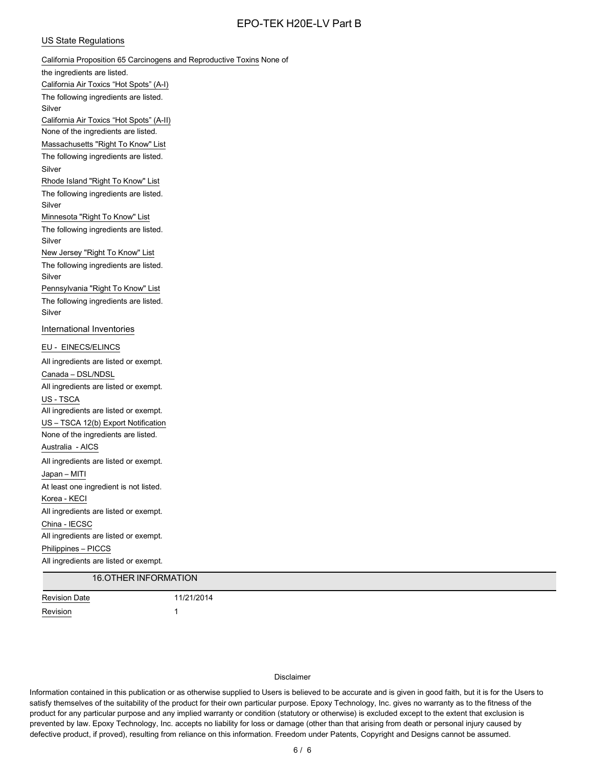### US State Regulations

California Proposition 65 Carcinogens and Reproductive Toxins None of the ingredients are listed.

California Air Toxics "Hot Spots" (A-I)

The following ingredients are listed.

Silver

California Air Toxics "Hot Spots" (A-II)

None of the ingredients are listed.

Massachusetts "Right To Know" List

The following ingredients are listed.

Silver

Rhode Island "Right To Know" List

The following ingredients are listed.

Silver

Minnesota "Right To Know" List

The following ingredients are listed.

Silver

New Jersey "Right To Know" List

The following ingredients are listed.

Silver

Pennsylvania "Right To Know" List

The following ingredients are listed.

Silver

### International Inventories

EU - EINECS/ELINCS

All ingredients are listed or exempt.

Canada – DSL/NDSL

All ingredients are listed or exempt.

US - TSCA

All ingredients are listed or exempt.

US – TSCA 12(b) Export Notification

None of the ingredients are listed.

Australia - AICS

All ingredients are listed or exempt.

Japan – MITI

At least one ingredient is not listed.

Korea - KECI

All ingredients are listed or exempt.

China - IECSC

All ingredients are listed or exempt.

Philippines – PICCS

All ingredients are listed or exempt.

## 16.OTHER INFORMATION

| | |
|---|---|
| Revision Date | 11/21/2014 |
| Revision | 1 |

Disclaimer

Information contained in this publication or as otherwise supplied to Users is believed to be accurate and is given in good faith, but it is for the Users to satisfy themselves of the suitability of the product for their own particular purpose. Epoxy Technology, Inc. gives no warranty as to the fitness of the product for any particular purpose and any implied warranty or condition (statutory or otherwise) is excluded except to the extent that exclusion is prevented by law. Epoxy Technology, Inc. accepts no liability for loss or damage (other than that arising from death or personal injury caused by defective product, if proved), resulting from reliance on this information. Freedom under Patents, Copyright and Designs cannot be assumed.